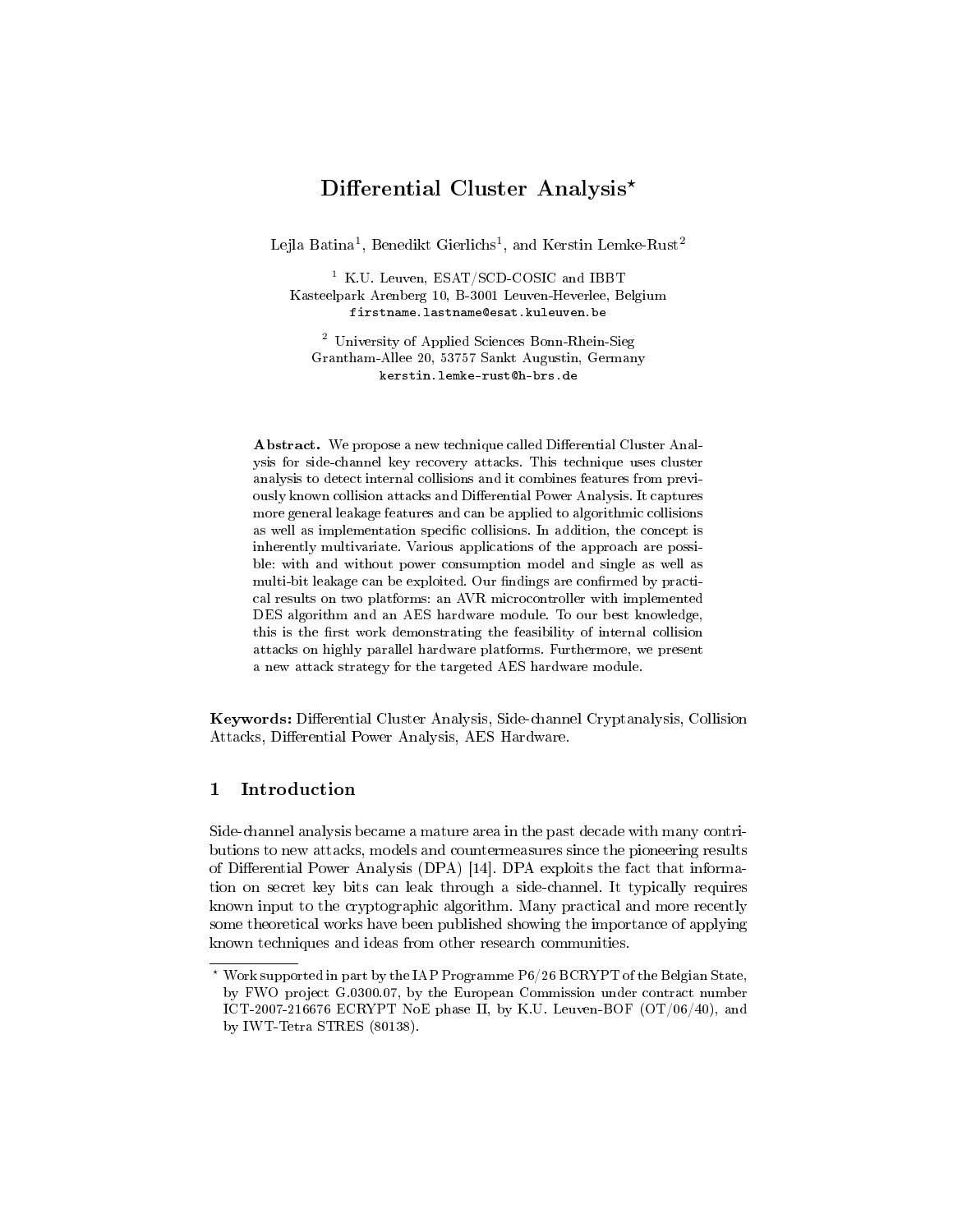# Differential Cluster Analysis*

Lejla Batina[1], Benedikt Gierlichs[1], and Kerstin Lemke-Rust[2]

[1] K.U. Leuven, ESAT/SCD-COSIC and IBBT
Kasteelpark Arenberg 10, B-3001 Leuven-Heverlee, Belgium
firstname.lastname@esat.kuleuven.be

[2] University of Applied Sciences Bonn-Rhein-Sieg
Grantham-Allee 20, 53757 Sankt Augustin, Germany
kerstin.lemke-rust@h-brs.de

**Abstract.** We propose a new technique called Differential Cluster Analysis for side-channel key recovery attacks. This technique uses cluster analysis to detect internal collisions and it combines features from previously known collision attacks and Differential Power Analysis. It captures more general leakage features and can be applied to algorithmic collisions as well as implementation specific collisions. In addition, the concept is inherently multivariate. Various applications of the approach are possible: with and without power consumption model and single as well as multi-bit leakage can be exploited. Our findings are confirmed by practical results on two platforms: an AVR microcontroller with implemented DES algorithm and an AES hardware module. To our best knowledge, this is the first work demonstrating the feasibility of internal collision attacks on highly parallel hardware platforms. Furthermore, we present a new attack strategy for the targeted AES hardware module.

**Keywords:** Differential Cluster Analysis, Side-channel Cryptanalysis, Collision Attacks, Differential Power Analysis, AES Hardware.

## 1 Introduction

Side-channel analysis became a mature area in the past decade with many contributions to new attacks, models and countermeasures since the pioneering results of Differential Power Analysis (DPA) [14]. DPA exploits the fact that information on secret key bits can leak through a side-channel. It typically requires known input to the cryptographic algorithm. Many practical and more recently some theoretical works have been published showing the importance of applying known techniques and ideas from other research communities.

* Work supported in part by the IAP Programme P6/26 BCRYPT of the Belgian State, by FWO project G.0300.07, by the European Commission under contract number ICT-2007-216676 ECRYPT NoE phase II, by K.U. Leuven-BOF (OT/06/40), and by IWT-Tetra STRES (80138).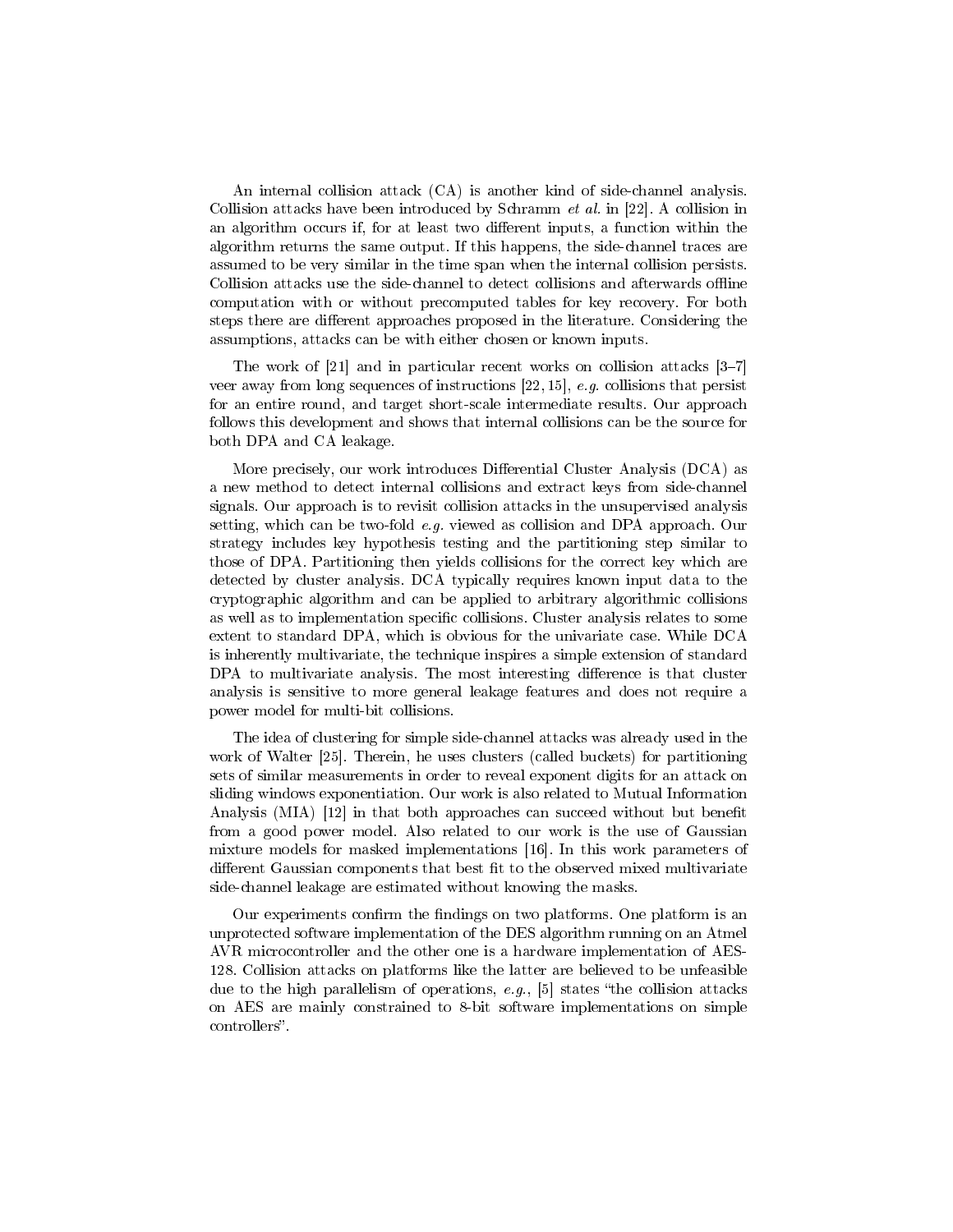An internal collision attack (CA) is another kind of side-channel analysis. Collision attacks have been introduced by Schramm *et al.* in [22]. A collision in an algorithm occurs if, for at least two different inputs, a function within the algorithm returns the same output. If this happens, the side-channel traces are assumed to be very similar in the time span when the internal collision persists. Collision attacks use the side-channel to detect collisions and afterwards offline computation with or without precomputed tables for key recovery. For both steps there are different approaches proposed in the literature. Considering the assumptions, attacks can be with either chosen or known inputs.

The work of [21] and in particular recent works on collision attacks [3–7] veer away from long sequences of instructions [22, 15], *e.g.* collisions that persist for an entire round, and target short-scale intermediate results. Our approach follows this development and shows that internal collisions can be the source for both DPA and CA leakage.

More precisely, our work introduces Differential Cluster Analysis (DCA) as a new method to detect internal collisions and extract keys from side-channel signals. Our approach is to revisit collision attacks in the unsupervised analysis setting, which can be two-fold *e.g.* viewed as collision and DPA approach. Our strategy includes key hypothesis testing and the partitioning step similar to those of DPA. Partitioning then yields collisions for the correct key which are detected by cluster analysis. DCA typically requires known input data to the cryptographic algorithm and can be applied to arbitrary algorithmic collisions as well as to implementation specific collisions. Cluster analysis relates to some extent to standard DPA, which is obvious for the univariate case. While DCA is inherently multivariate, the technique inspires a simple extension of standard DPA to multivariate analysis. The most interesting difference is that cluster analysis is sensitive to more general leakage features and does not require a power model for multi-bit collisions.

The idea of clustering for simple side-channel attacks was already used in the work of Walter [25]. Therein, he uses clusters (called buckets) for partitioning sets of similar measurements in order to reveal exponent digits for an attack on sliding windows exponentiation. Our work is also related to Mutual Information Analysis (MIA) [12] in that both approaches can succeed without but benefit from a good power model. Also related to our work is the use of Gaussian mixture models for masked implementations [16]. In this work parameters of different Gaussian components that best fit to the observed mixed multivariate side-channel leakage are estimated without knowing the masks.

Our experiments confirm the findings on two platforms. One platform is an unprotected software implementation of the DES algorithm running on an Atmel AVR microcontroller and the other one is a hardware implementation of AES-128. Collision attacks on platforms like the latter are believed to be unfeasible due to the high parallelism of operations, *e.g.*, [5] states "the collision attacks on AES are mainly constrained to 8-bit software implementations on simple controllers".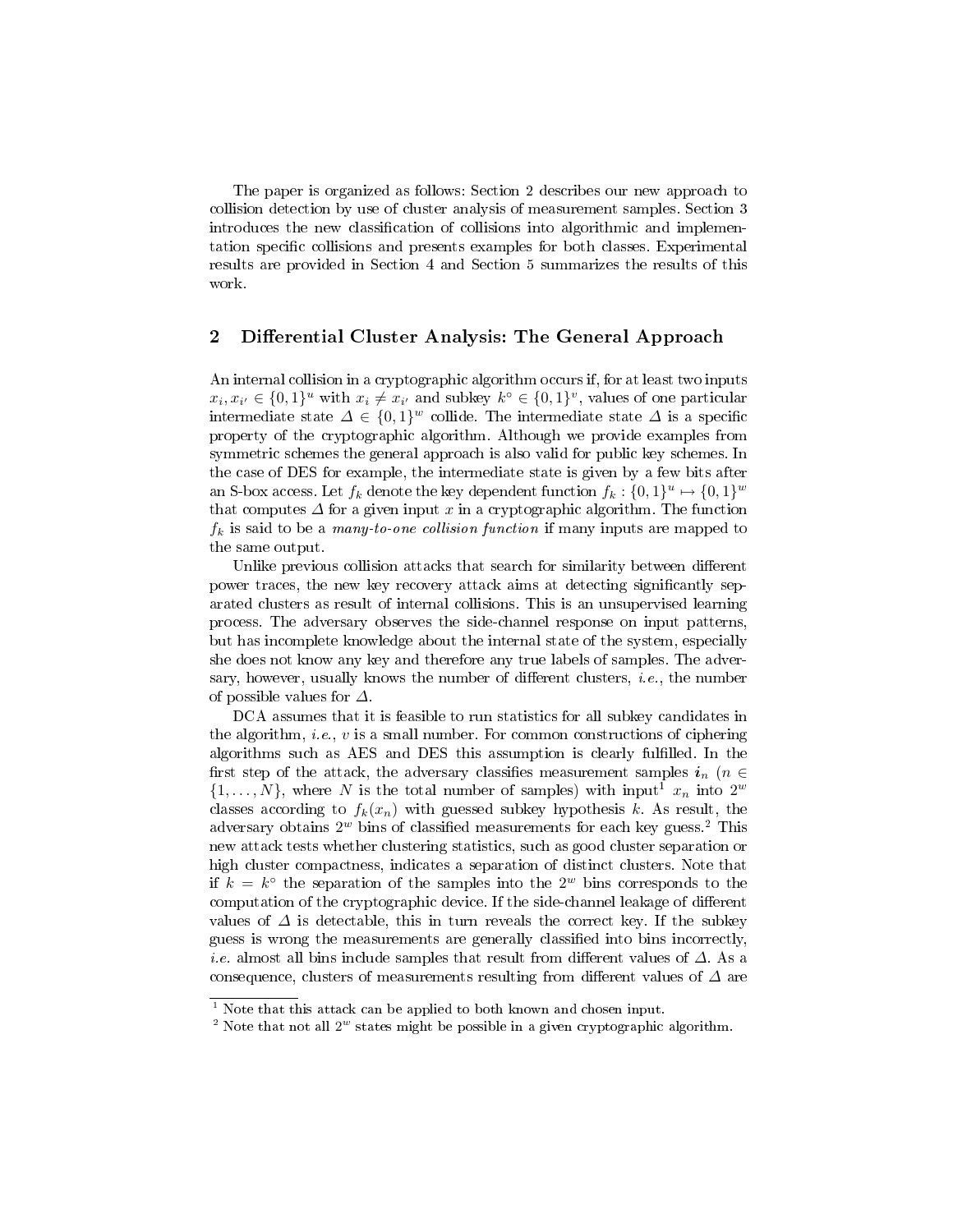The paper is organized as follows: Section 2 describes our new approach to collision detection by use of cluster analysis of measurement samples. Section 3 introduces the new classification of collisions into algorithmic and implementation specific collisions and presents examples for both classes. Experimental results are provided in Section 4 and Section 5 summarizes the results of this work.

## 2 Differential Cluster Analysis: The General Approach

An internal collision in a cryptographic algorithm occurs if, for at least two inputs $x_i, x_{i'} \in \{0,1\}^u$ with $x_i \neq x_{i'}$ and subkey $k^\circ \in \{0,1\}^v$, values of one particular intermediate state $\Delta \in \{0,1\}^w$ collide. The intermediate state $\Delta$ is a specific property of the cryptographic algorithm. Although we provide examples from symmetric schemes the general approach is also valid for public key schemes. In the case of DES for example, the intermediate state is given by a few bits after an S-box access. Let $f_k$ denote the key dependent function $f_k : \{0,1\}^u \mapsto \{0,1\}^w$ that computes $\Delta$ for a given input $x$ in a cryptographic algorithm. The function $f_k$ is said to be a *many-to-one collision function* if many inputs are mapped to the same output.

Unlike previous collision attacks that search for similarity between different power traces, the new key recovery attack aims at detecting significantly separated clusters as result of internal collisions. This is an unsupervised learning process. The adversary observes the side-channel response on input patterns, but has incomplete knowledge about the internal state of the system, especially she does not know any key and therefore any true labels of samples. The adversary, however, usually knows the number of different clusters, *i.e.*, the number of possible values for $\Delta$.

DCA assumes that it is feasible to run statistics for all subkey candidates in the algorithm, *i.e.*, $v$ is a small number. For common constructions of ciphering algorithms such as AES and DES this assumption is clearly fulfilled. In the first step of the attack, the adversary classifies measurement samples $\boldsymbol{i}_n$ ($n \in \{1,\ldots,N\}$, where $N$ is the total number of samples) with input[1] $x_n$ into $2^w$ classes according to $f_k(x_n)$ with guessed subkey hypothesis $k$. As result, the adversary obtains $2^w$ bins of classified measurements for each key guess.[2] This new attack tests whether clustering statistics, such as good cluster separation or high cluster compactness, indicates a separation of distinct clusters. Note that if $k = k^\circ$ the separation of the samples into the $2^w$ bins corresponds to the computation of the cryptographic device. If the side-channel leakage of different values of $\Delta$ is detectable, this in turn reveals the correct key. If the subkey guess is wrong the measurements are generally classified into bins incorrectly, *i.e.* almost all bins include samples that result from different values of $\Delta$. As a consequence, clusters of measurements resulting from different values of $\Delta$ are

[1] Note that this attack can be applied to both known and chosen input.

[2] Note that not all $2^w$ states might be possible in a given cryptographic algorithm.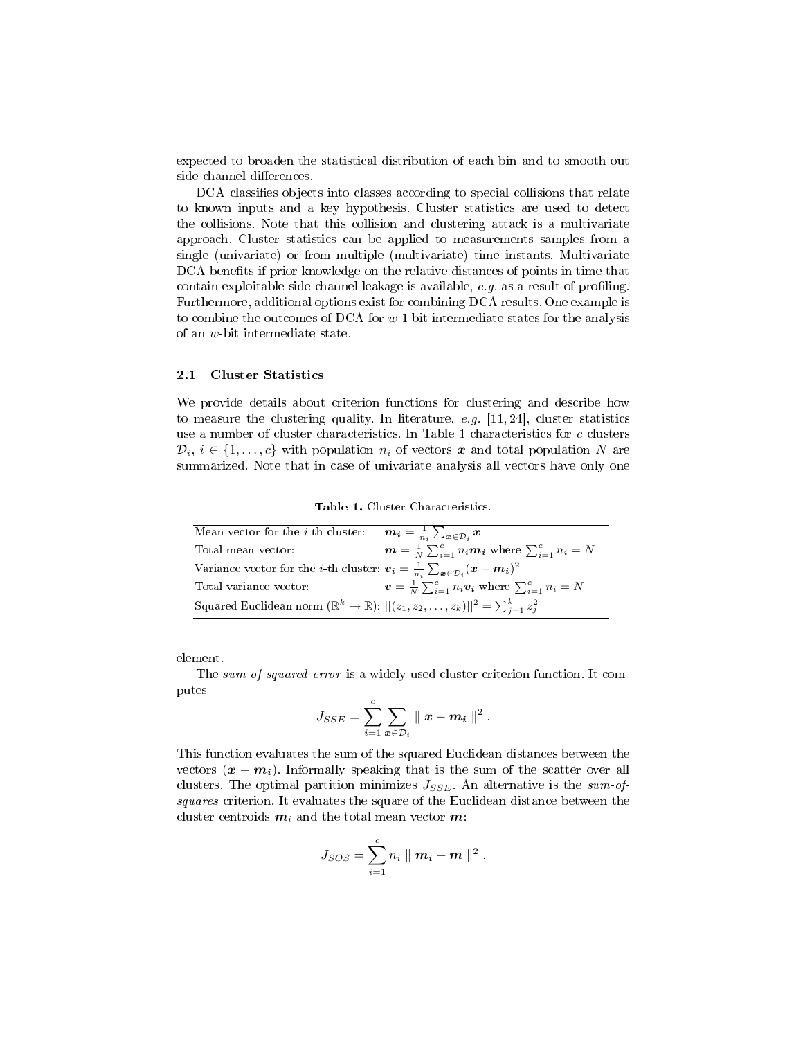expected to broaden the statistical distribution of each bin and to smooth out side-channel differences.

DCA classifies objects into classes according to special collisions that relate to known inputs and a key hypothesis. Cluster statistics are used to detect the collisions. Note that this collision and clustering attack is a multivariate approach. Cluster statistics can be applied to measurements samples from a single (univariate) or from multiple (multivariate) time instants. Multivariate DCA benefits if prior knowledge on the relative distances of points in time that contain exploitable side-channel leakage is available, *e.g.* as a result of profiling. Furthermore, additional options exist for combining DCA results. One example is to combine the outcomes of DCA for $w$ 1-bit intermediate states for the analysis of an $w$-bit intermediate state.

### 2.1 Cluster Statistics

We provide details about criterion functions for clustering and describe how to measure the clustering quality. In literature, *e.g.* [11, 24], cluster statistics use a number of cluster characteristics. In Table 1 characteristics for $c$ clusters $\mathcal{D}_i$, $i \in \{1, \ldots, c\}$ with population $n_i$ of vectors $\boldsymbol{x}$ and total population $N$ are summarized. Note that in case of univariate analysis all vectors have only one element.

**Table 1.** Cluster Characteristics.

| | |
|---|---|
| Mean vector for the $i$-th cluster: | $\boldsymbol{m_i} = \frac{1}{n_i} \sum_{\boldsymbol{x} \in \mathcal{D}_i} \boldsymbol{x}$ |
| Total mean vector: | $\boldsymbol{m} = \frac{1}{N} \sum_{i=1}^{c} n_i \boldsymbol{m_i}$ where $\sum_{i=1}^{c} n_i = N$ |
| Variance vector for the $i$-th cluster: | $\boldsymbol{v_i} = \frac{1}{n_i} \sum_{\boldsymbol{x} \in \mathcal{D}_i} (\boldsymbol{x} - \boldsymbol{m_i})^2$ |
| Total variance vector: | $\boldsymbol{v} = \frac{1}{N} \sum_{i=1}^{c} n_i \boldsymbol{v_i}$ where $\sum_{i=1}^{c} n_i = N$ |
| Squared Euclidean norm ($\mathbb{R}^k \rightarrow \mathbb{R}$): | $\|\|(z_1, z_2, \ldots, z_k)\|\|^2 = \sum_{j=1}^{k} z_j^2$ |

The *sum-of-squared-error* is a widely used cluster criterion function. It computes

$$J_{SSE} = \sum_{i=1}^{c} \sum_{\boldsymbol{x} \in \mathcal{D}_i} \parallel \boldsymbol{x} - \boldsymbol{m_i} \parallel^2 .$$

This function evaluates the sum of the squared Euclidean distances between the vectors $(\boldsymbol{x} - \boldsymbol{m_i})$. Informally speaking that is the sum of the scatter over all clusters. The optimal partition minimizes $J_{SSE}$. An alternative is the *sum-of-squares* criterion. It evaluates the square of the Euclidean distance between the cluster centroids $\boldsymbol{m}_i$ and the total mean vector $\boldsymbol{m}$:

$$J_{SOS} = \sum_{i=1}^{c} n_i \parallel \boldsymbol{m_i} - \boldsymbol{m} \parallel^2 .$$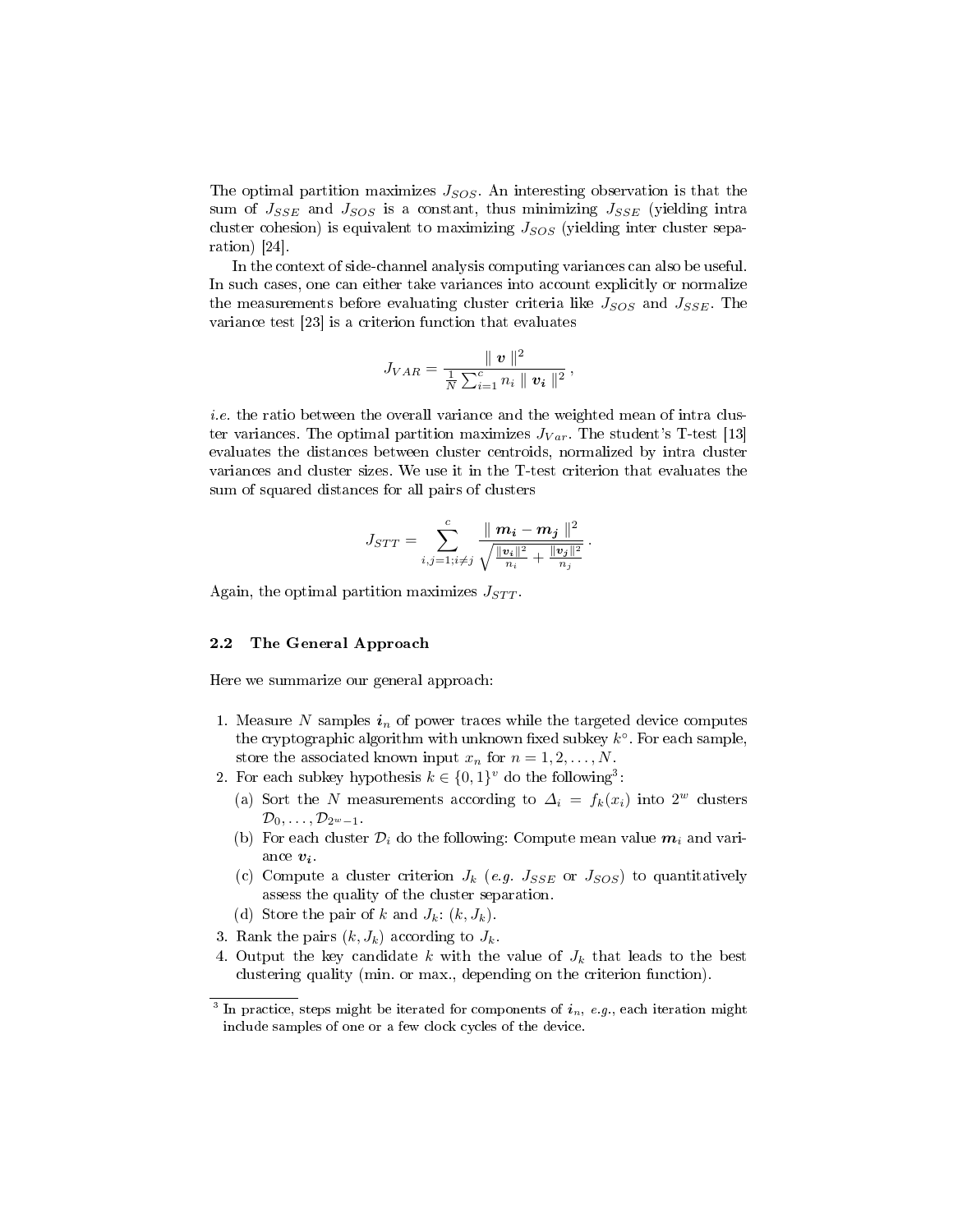The optimal partition maximizes $J_{SOS}$. An interesting observation is that the sum of $J_{SSE}$ and $J_{SOS}$ is a constant, thus minimizing $J_{SSE}$ (yielding intra cluster cohesion) is equivalent to maximizing $J_{SOS}$ (yielding inter cluster separation) [24].

In the context of side-channel analysis computing variances can also be useful. In such cases, one can either take variances into account explicitly or normalize the measurements before evaluating cluster criteria like $J_{SOS}$ and $J_{SSE}$. The variance test [23] is a criterion function that evaluates

$$J_{VAR} = \frac{\parallel \boldsymbol{v} \parallel^2}{\frac{1}{N}\sum_{i=1}^{c} n_i \parallel \boldsymbol{v_i} \parallel^2} \, ,$$

*i.e.* the ratio between the overall variance and the weighted mean of intra cluster variances. The optimal partition maximizes $J_{Var}$. The student's T-test [13] evaluates the distances between cluster centroids, normalized by intra cluster variances and cluster sizes. We use it in the T-test criterion that evaluates the sum of squared distances for all pairs of clusters

$$J_{STT} = \sum_{i,j=1; i \neq j}^{c} \frac{\parallel \boldsymbol{m_i} - \boldsymbol{m_j} \parallel^2}{\sqrt{\frac{\parallel \boldsymbol{v_i} \parallel^2}{n_i} + \frac{\parallel \boldsymbol{v_j} \parallel^2}{n_j}}} \, .$$

Again, the optimal partition maximizes $J_{STT}$.

### 2.2 The General Approach

Here we summarize our general approach:

1. Measure $N$ samples $\boldsymbol{i}_n$ of power traces while the targeted device computes the cryptographic algorithm with unknown fixed subkey $k^\circ$. For each sample, store the associated known input $x_n$ for $n = 1, 2, \ldots, N$.
2. For each subkey hypothesis $k \in \{0, 1\}^v$ do the following[3]:
   (a) Sort the $N$ measurements according to $\Delta_i = f_k(x_i)$ into $2^w$ clusters $\mathcal{D}_0, \ldots, \mathcal{D}_{2^w-1}$.
   (b) For each cluster $\mathcal{D}_i$ do the following: Compute mean value $\boldsymbol{m}_i$ and variance $\boldsymbol{v_i}$.
   (c) Compute a cluster criterion $J_k$ (*e.g.* $J_{SSE}$ or $J_{SOS}$) to quantitatively assess the quality of the cluster separation.
   (d) Store the pair of $k$ and $J_k$: $(k, J_k)$.
3. Rank the pairs $(k, J_k)$ according to $J_k$.
4. Output the key candidate $k$ with the value of $J_k$ that leads to the best clustering quality (min. or max., depending on the criterion function).

[3] In practice, steps might be iterated for components of $\boldsymbol{i}_n$, *e.g.*, each iteration might include samples of one or a few clock cycles of the device.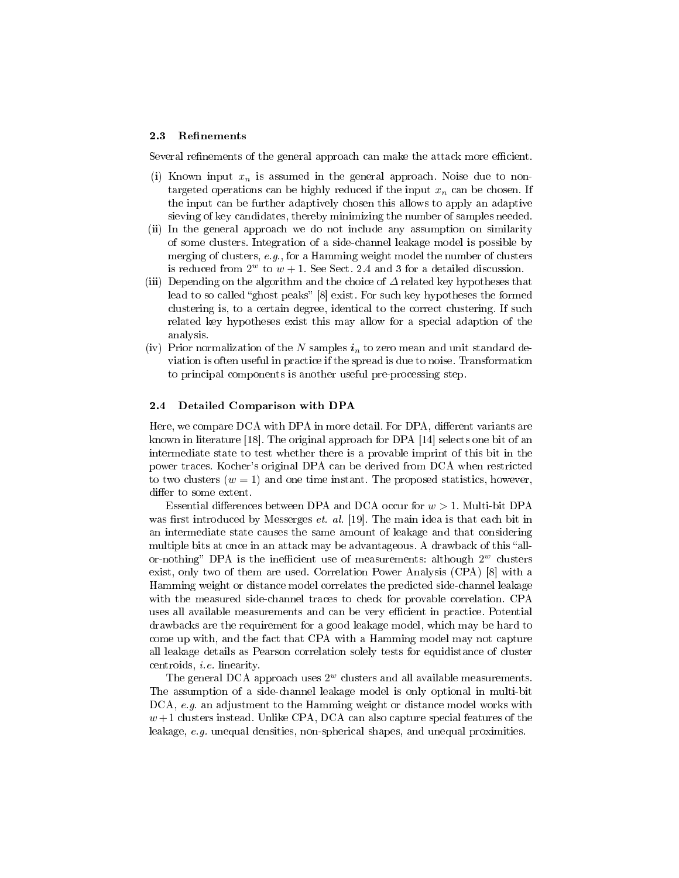### 2.3 Refinements

Several refinements of the general approach can make the attack more efficient.

- (i) Known input $x_n$ is assumed in the general approach. Noise due to non-targeted operations can be highly reduced if the input $x_n$ can be chosen. If the input can be further adaptively chosen this allows to apply an adaptive sieving of key candidates, thereby minimizing the number of samples needed.
- (ii) In the general approach we do not include any assumption on similarity of some clusters. Integration of a side-channel leakage model is possible by merging of clusters, *e.g.*, for a Hamming weight model the number of clusters is reduced from $2^w$ to $w+1$. See Sect. 2.4 and 3 for a detailed discussion.
- (iii) Depending on the algorithm and the choice of $\Delta$ related key hypotheses that lead to so called "ghost peaks" [8] exist. For such key hypotheses the formed clustering is, to a certain degree, identical to the correct clustering. If such related key hypotheses exist this may allow for a special adaption of the analysis.
- (iv) Prior normalization of the $N$ samples $\boldsymbol{i}_n$ to zero mean and unit standard deviation is often useful in practice if the spread is due to noise. Transformation to principal components is another useful pre-processing step.

### 2.4 Detailed Comparison with DPA

Here, we compare DCA with DPA in more detail. For DPA, different variants are known in literature [18]. The original approach for DPA [14] selects one bit of an intermediate state to test whether there is a provable imprint of this bit in the power traces. Kocher's original DPA can be derived from DCA when restricted to two clusters ($w = 1$) and one time instant. The proposed statistics, however, differ to some extent.

Essential differences between DPA and DCA occur for $w > 1$. Multi-bit DPA was first introduced by Messerges *et. al.* [19]. The main idea is that each bit in an intermediate state causes the same amount of leakage and that considering multiple bits at once in an attack may be advantageous. A drawback of this "all-or-nothing" DPA is the inefficient use of measurements: although $2^w$ clusters exist, only two of them are used. Correlation Power Analysis (CPA) [8] with a Hamming weight or distance model correlates the predicted side-channel leakage with the measured side-channel traces to check for provable correlation. CPA uses all available measurements and can be very efficient in practice. Potential drawbacks are the requirement for a good leakage model, which may be hard to come up with, and the fact that CPA with a Hamming model may not capture all leakage details as Pearson correlation solely tests for equidistance of cluster centroids, *i.e.* linearity.

The general DCA approach uses $2^w$ clusters and all available measurements. The assumption of a side-channel leakage model is only optional in multi-bit DCA, *e.g.* an adjustment to the Hamming weight or distance model works with $w+1$ clusters instead. Unlike CPA, DCA can also capture special features of the leakage, *e.g.* unequal densities, non-spherical shapes, and unequal proximities.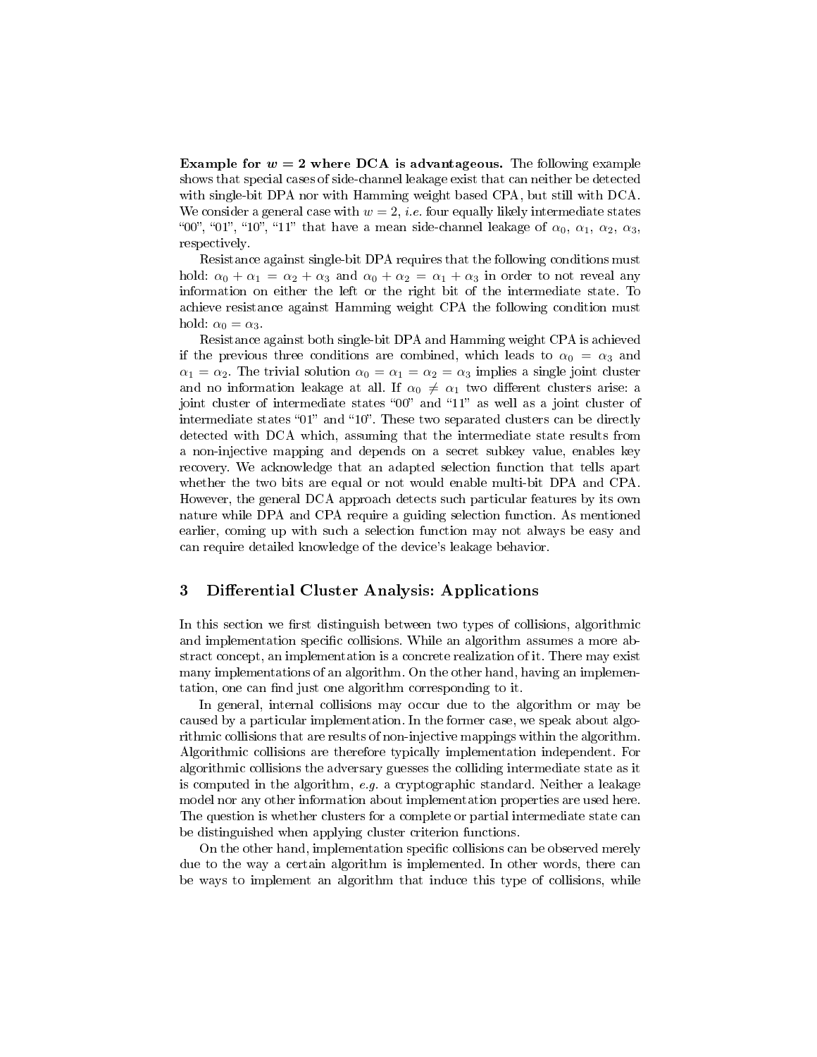**Example for $w = 2$ where DCA is advantageous.** The following example shows that special cases of side-channel leakage exist that can neither be detected with single-bit DPA nor with Hamming weight based CPA, but still with DCA. We consider a general case with $w = 2$, *i.e.* four equally likely intermediate states "00", "01", "10", "11" that have a mean side-channel leakage of $\alpha_0$, $\alpha_1$, $\alpha_2$, $\alpha_3$, respectively.

Resistance against single-bit DPA requires that the following conditions must hold: $\alpha_0 + \alpha_1 = \alpha_2 + \alpha_3$ and $\alpha_0 + \alpha_2 = \alpha_1 + \alpha_3$ in order to not reveal any information on either the left or the right bit of the intermediate state. To achieve resistance against Hamming weight CPA the following condition must hold: $\alpha_0 = \alpha_3$.

Resistance against both single-bit DPA and Hamming weight CPA is achieved if the previous three conditions are combined, which leads to $\alpha_0 = \alpha_3$ and $\alpha_1 = \alpha_2$. The trivial solution $\alpha_0 = \alpha_1 = \alpha_2 = \alpha_3$ implies a single joint cluster and no information leakage at all. If $\alpha_0 \neq \alpha_1$ two different clusters arise: a joint cluster of intermediate states "00" and "11" as well as a joint cluster of intermediate states "01" and "10". These two separated clusters can be directly detected with DCA which, assuming that the intermediate state results from a non-injective mapping and depends on a secret subkey value, enables key recovery. We acknowledge that an adapted selection function that tells apart whether the two bits are equal or not would enable multi-bit DPA and CPA. However, the general DCA approach detects such particular features by its own nature while DPA and CPA require a guiding selection function. As mentioned earlier, coming up with such a selection function may not always be easy and can require detailed knowledge of the device's leakage behavior.

## 3 Differential Cluster Analysis: Applications

In this section we first distinguish between two types of collisions, algorithmic and implementation specific collisions. While an algorithm assumes a more abstract concept, an implementation is a concrete realization of it. There may exist many implementations of an algorithm. On the other hand, having an implementation, one can find just one algorithm corresponding to it.

In general, internal collisions may occur due to the algorithm or may be caused by a particular implementation. In the former case, we speak about algorithmic collisions that are results of non-injective mappings within the algorithm. Algorithmic collisions are therefore typically implementation independent. For algorithmic collisions the adversary guesses the colliding intermediate state as it is computed in the algorithm, *e.g.* a cryptographic standard. Neither a leakage model nor any other information about implementation properties are used here. The question is whether clusters for a complete or partial intermediate state can be distinguished when applying cluster criterion functions.

On the other hand, implementation specific collisions can be observed merely due to the way a certain algorithm is implemented. In other words, there can be ways to implement an algorithm that induce this type of collisions, while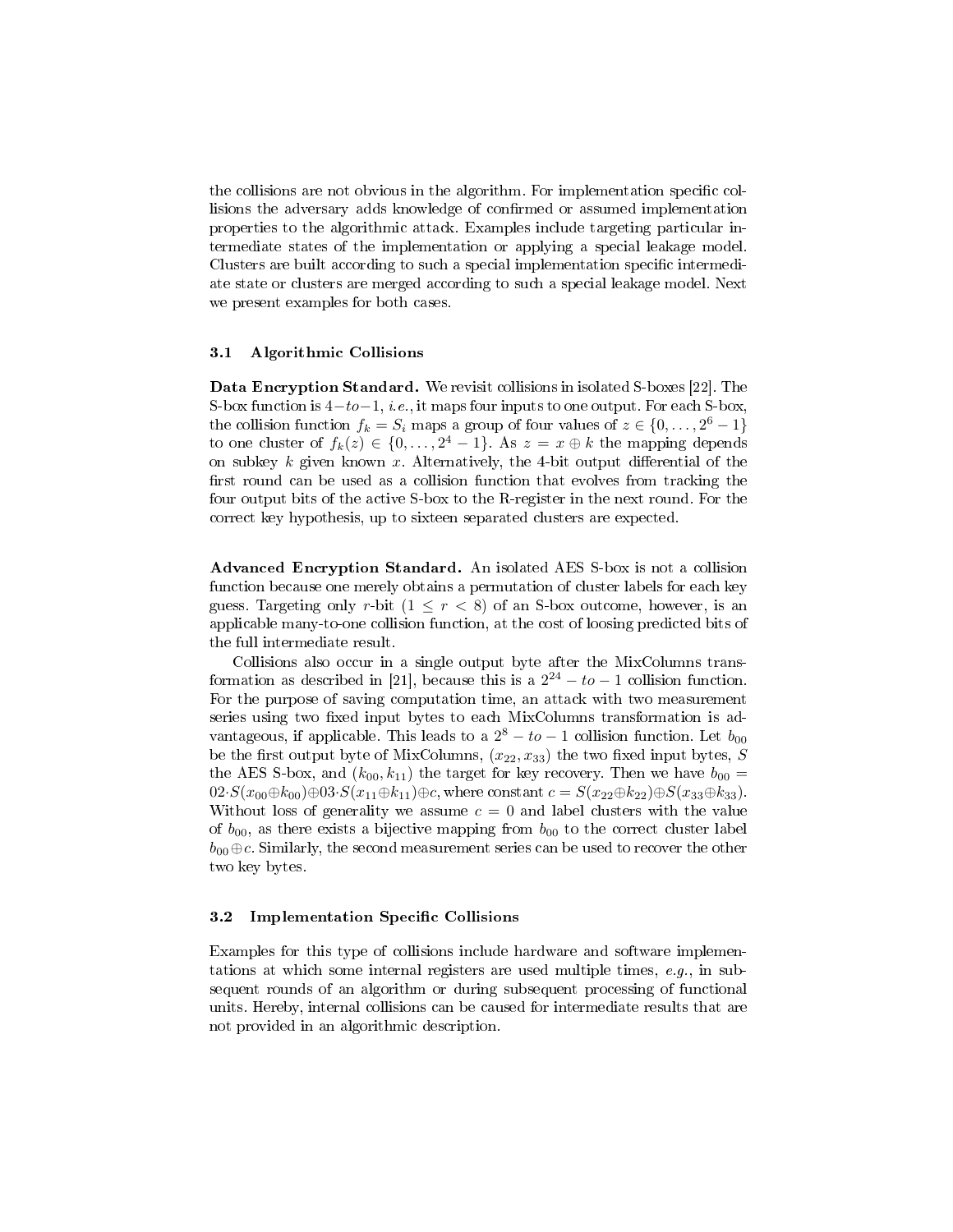the collisions are not obvious in the algorithm. For implementation specific collisions the adversary adds knowledge of confirmed or assumed implementation properties to the algorithmic attack. Examples include targeting particular intermediate states of the implementation or applying a special leakage model. Clusters are built according to such a special implementation specific intermediate state or clusters are merged according to such a special leakage model. Next we present examples for both cases.

### 3.1 Algorithmic Collisions

**Data Encryption Standard.** We revisit collisions in isolated S-boxes [22]. The S-box function is $4-to-1$, *i.e.*, it maps four inputs to one output. For each S-box, the collision function $f_k = S_i$ maps a group of four values of $z \in \{0, \ldots, 2^6 - 1\}$ to one cluster of $f_k(z) \in \{0, \ldots, 2^4 - 1\}$. As $z = x \oplus k$ the mapping depends on subkey $k$ given known $x$. Alternatively, the 4-bit output differential of the first round can be used as a collision function that evolves from tracking the four output bits of the active S-box to the R-register in the next round. For the correct key hypothesis, up to sixteen separated clusters are expected.

**Advanced Encryption Standard.** An isolated AES S-box is not a collision function because one merely obtains a permutation of cluster labels for each key guess. Targeting only $r$-bit ($1 \leq r < 8$) of an S-box outcome, however, is an applicable many-to-one collision function, at the cost of loosing predicted bits of the full intermediate result.

Collisions also occur in a single output byte after the MixColumns transformation as described in [21], because this is a $2^{24} - to - 1$ collision function. For the purpose of saving computation time, an attack with two measurement series using two fixed input bytes to each MixColumns transformation is advantageous, if applicable. This leads to a $2^8 - to - 1$ collision function. Let $b_{00}$ be the first output byte of MixColumns, $(x_{22}, x_{33})$ the two fixed input bytes, $S$ the AES S-box, and $(k_{00}, k_{11})$ the target for key recovery. Then we have $b_{00} = 02 \cdot S(x_{00} \oplus k_{00}) \oplus 03 \cdot S(x_{11} \oplus k_{11}) \oplus c$, where constant $c = S(x_{22} \oplus k_{22}) \oplus S(x_{33} \oplus k_{33})$. Without loss of generality we assume $c = 0$ and label clusters with the value of $b_{00}$, as there exists a bijective mapping from $b_{00}$ to the correct cluster label $b_{00} \oplus c$. Similarly, the second measurement series can be used to recover the other two key bytes.

### 3.2 Implementation Specific Collisions

Examples for this type of collisions include hardware and software implementations at which some internal registers are used multiple times, *e.g.*, in subsequent rounds of an algorithm or during subsequent processing of functional units. Hereby, internal collisions can be caused for intermediate results that are not provided in an algorithmic description.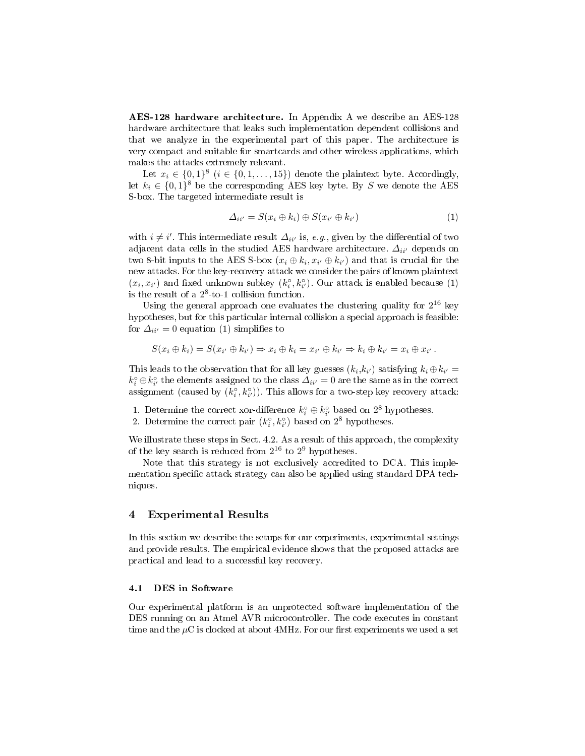**AES-128 hardware architecture.** In Appendix A we describe an AES-128 hardware architecture that leaks such implementation dependent collisions and that we analyze in the experimental part of this paper. The architecture is very compact and suitable for smartcards and other wireless applications, which makes the attacks extremely relevant.

Let $x_i \in \{0,1\}^8$ ($i \in \{0, 1, \ldots, 15\}$) denote the plaintext byte. Accordingly, let $k_i \in \{0,1\}^8$ be the corresponding AES key byte. By $S$ we denote the AES S-box. The targeted intermediate result is

$$\Delta_{ii'} = S(x_i \oplus k_i) \oplus S(x_{i'} \oplus k_{i'}) \tag{1}$$

with $i \neq i'$. This intermediate result $\Delta_{ii'}$ is, *e.g.*, given by the differential of two adjacent data cells in the studied AES hardware architecture. $\Delta_{ii'}$ depends on two 8-bit inputs to the AES S-box $(x_i \oplus k_i, x_{i'} \oplus k_{i'})$ and that is crucial for the new attacks. For the key-recovery attack we consider the pairs of known plaintext $(x_i, x_{i'})$ and fixed unknown subkey $(k_i^\circ, k_{i'}^\circ)$. Our attack is enabled because (1) is the result of a $2^8$-to-1 collision function.

Using the general approach one evaluates the clustering quality for $2^{16}$ key hypotheses, but for this particular internal collision a special approach is feasible: for $\Delta_{ii'} = 0$ equation (1) simplifies to

$$S(x_i \oplus k_i) = S(x_{i'} \oplus k_{i'}) \Rightarrow x_i \oplus k_i = x_{i'} \oplus k_{i'} \Rightarrow k_i \oplus k_{i'} = x_i \oplus x_{i'} \,.$$

This leads to the observation that for all key guesses $(k_i, k_{i'})$ satisfying $k_i \oplus k_{i'} = k_i^\circ \oplus k_{i'}^\circ$ the elements assigned to the class $\Delta_{ii'} = 0$ are the same as in the correct assignment (caused by $(k_i^\circ, k_{i'}^\circ)$). This allows for a two-step key recovery attack:

1. Determine the correct xor-difference $k_i^\circ \oplus k_{i'}^\circ$ based on $2^8$ hypotheses.
2. Determine the correct pair $(k_i^\circ, k_{i'}^\circ)$ based on $2^8$ hypotheses.

We illustrate these steps in Sect. 4.2. As a result of this approach, the complexity of the key search is reduced from $2^{16}$ to $2^9$ hypotheses.

Note that this strategy is not exclusively accredited to DCA. This implementation specific attack strategy can also be applied using standard DPA techniques.

## 4 Experimental Results

In this section we describe the setups for our experiments, experimental settings and provide results. The empirical evidence shows that the proposed attacks are practical and lead to a successful key recovery.

### 4.1 DES in Software

Our experimental platform is an unprotected software implementation of the DES running on an Atmel AVR microcontroller. The code executes in constant time and the $\mu$C is clocked at about 4MHz. For our first experiments we used a set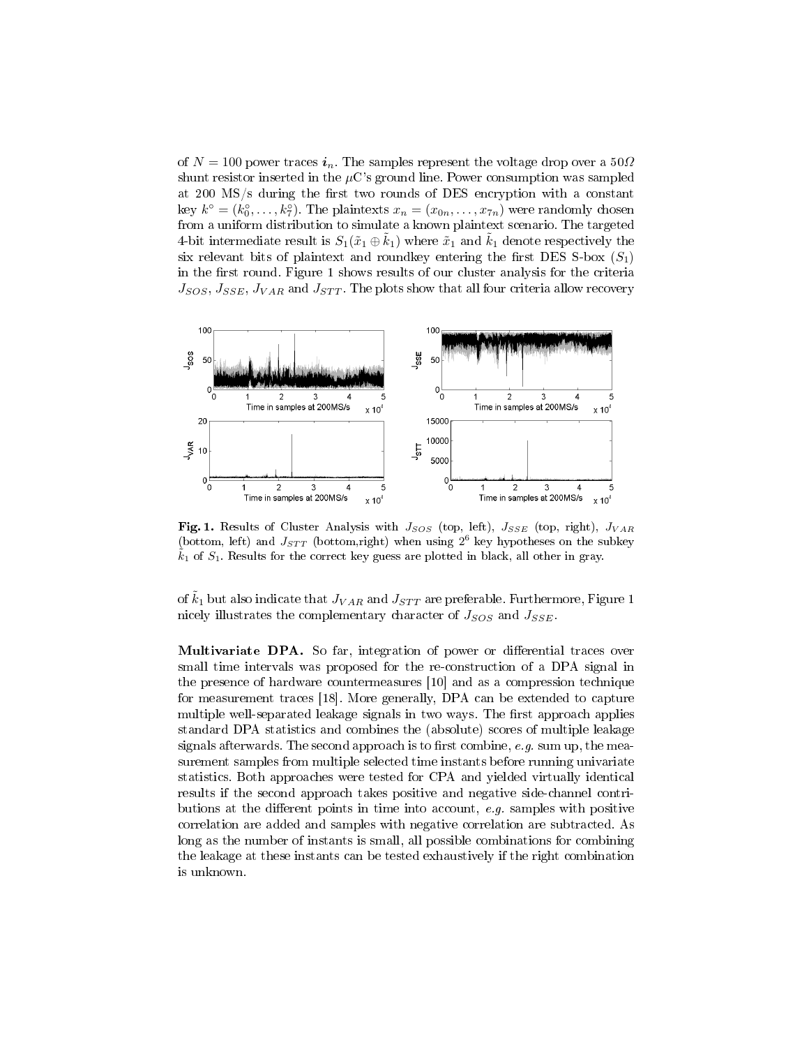of $N = 100$ power traces $\boldsymbol{i}_n$. The samples represent the voltage drop over a $50\Omega$ shunt resistor inserted in the $\mu$C's ground line. Power consumption was sampled at 200 MS/s during the first two rounds of DES encryption with a constant key $k^\circ = (k_0^\circ, \ldots, k_7^\circ)$. The plaintexts $x_n = (x_{0n}, \ldots, x_{7n})$ were randomly chosen from a uniform distribution to simulate a known plaintext scenario. The targeted 4-bit intermediate result is $S_1(\tilde{x}_1 \oplus \tilde{k}_1)$ where $\tilde{x}_1$ and $\tilde{k}_1$ denote respectively the six relevant bits of plaintext and roundkey entering the first DES S-box ($S_1$) in the first round. Figure 1 shows results of our cluster analysis for the criteria $J_{SOS}$, $J_{SSE}$, $J_{VAR}$ and $J_{STT}$. The plots show that all four criteria allow recovery

**Fig. 1.** Results of Cluster Analysis with $J_{SOS}$ (top, left), $J_{SSE}$ (top, right), $J_{VAR}$ (bottom, left) and $J_{STT}$ (bottom,right) when using $2^6$ key hypotheses on the subkey $\tilde{k}_1$ of $S_1$. Results for the correct key guess are plotted in black, all other in gray.

of $\tilde{k}_1$ but also indicate that $J_{VAR}$ and $J_{STT}$ are preferable. Furthermore, Figure 1 nicely illustrates the complementary character of $J_{SOS}$ and $J_{SSE}$.

**Multivariate DPA.** So far, integration of power or differential traces over small time intervals was proposed for the re-construction of a DPA signal in the presence of hardware countermeasures [10] and as a compression technique for measurement traces [18]. More generally, DPA can be extended to capture multiple well-separated leakage signals in two ways. The first approach applies standard DPA statistics and combines the (absolute) scores of multiple leakage signals afterwards. The second approach is to first combine, *e.g.* sum up, the measurement samples from multiple selected time instants before running univariate statistics. Both approaches were tested for CPA and yielded virtually identical results if the second approach takes positive and negative side-channel contributions at the different points in time into account, *e.g.* samples with positive correlation are added and samples with negative correlation are subtracted. As long as the number of instants is small, all possible combinations for combining the leakage at these instants can be tested exhaustively if the right combination is unknown.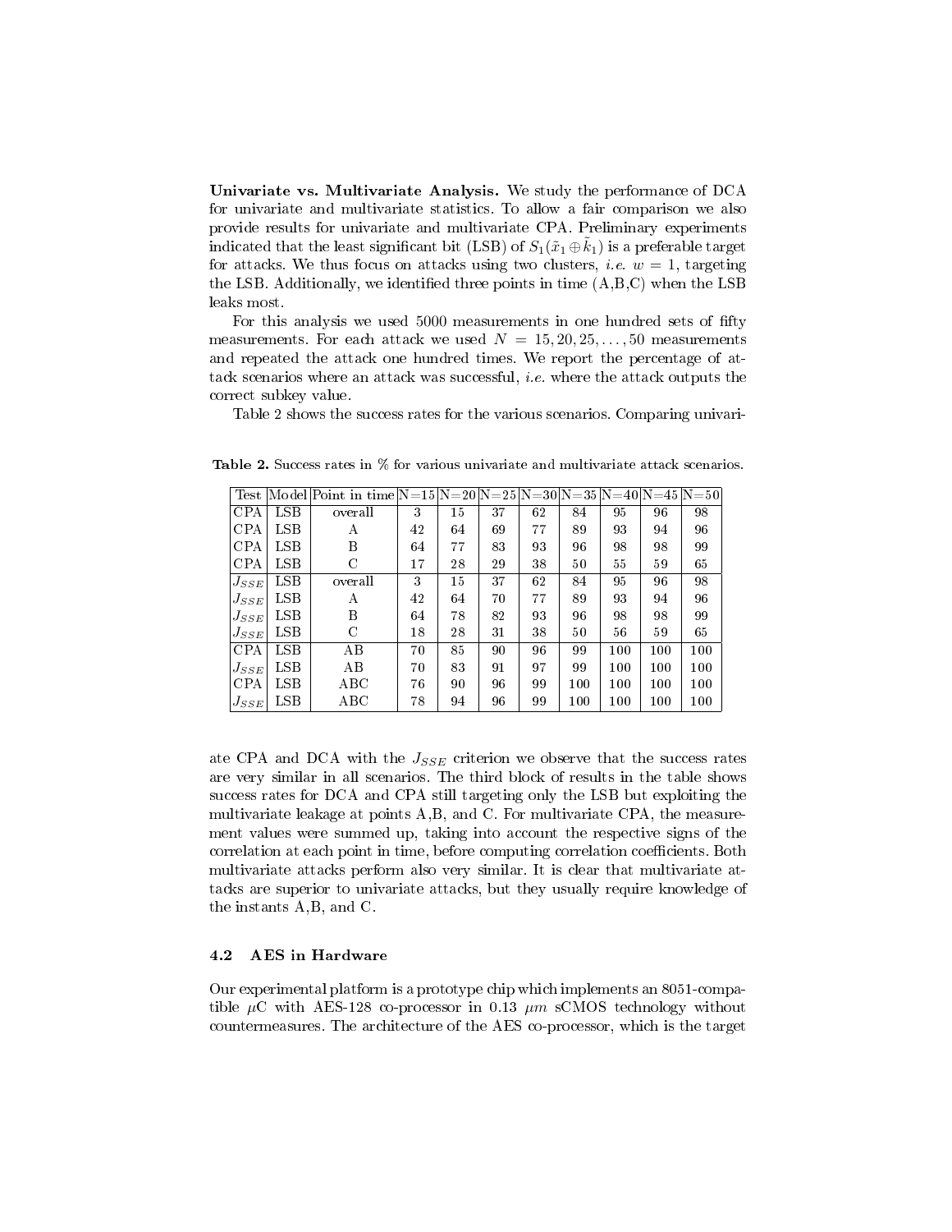**Univariate vs. Multivariate Analysis.** We study the performance of DCA for univariate and multivariate statistics. To allow a fair comparison we also provide results for univariate and multivariate CPA. Preliminary experiments indicated that the least significant bit (LSB) of $S_1(\tilde{x}_1 \oplus \tilde{k}_1)$ is a preferable target for attacks. We thus focus on attacks using two clusters, *i.e.* $w = 1$, targeting the LSB. Additionally, we identified three points in time (A,B,C) when the LSB leaks most.

For this analysis we used 5000 measurements in one hundred sets of fifty measurements. For each attack we used $N = 15, 20, 25, \ldots, 50$ measurements and repeated the attack one hundred times. We report the percentage of attack scenarios where an attack was successful, *i.e.* where the attack outputs the correct subkey value.

Table 2 shows the success rates for the various scenarios. Comparing univariate CPA and DCA with the $J_{SSE}$ criterion we observe that the success rates are very similar in all scenarios. The third block of results in the table shows success rates for DCA and CPA still targeting only the LSB but exploiting the multivariate leakage at points A,B, and C. For multivariate CPA, the measurement values were summed up, taking into account the respective signs of the correlation at each point in time, before computing correlation coefficients. Both multivariate attacks perform also very similar. It is clear that multivariate attacks are superior to univariate attacks, but they usually require knowledge of the instants A,B, and C.

**Table 2.** Success rates in % for various univariate and multivariate attack scenarios.

| Test | Model | Point in time | N=15 | N=20 | N=25 | N=30 | N=35 | N=40 | N=45 | N=50 |
|---|---|---|---|---|---|---|---|---|---|---|
| CPA | LSB | overall | 3 | 15 | 37 | 62 | 84 | 95 | 96 | 98 |
| CPA | LSB | A | 42 | 64 | 69 | 77 | 89 | 93 | 94 | 96 |
| CPA | LSB | B | 64 | 77 | 83 | 93 | 96 | 98 | 98 | 99 |
| CPA | LSB | C | 17 | 28 | 29 | 38 | 50 | 55 | 59 | 65 |
| $J_{SSE}$ | LSB | overall | 3 | 15 | 37 | 62 | 84 | 95 | 96 | 98 |
| $J_{SSE}$ | LSB | A | 42 | 64 | 70 | 77 | 89 | 93 | 94 | 96 |
| $J_{SSE}$ | LSB | B | 64 | 78 | 82 | 93 | 96 | 98 | 98 | 99 |
| $J_{SSE}$ | LSB | C | 18 | 28 | 31 | 38 | 50 | 56 | 59 | 65 |
| CPA | LSB | AB | 70 | 85 | 90 | 96 | 99 | 100 | 100 | 100 |
| $J_{SSE}$ | LSB | AB | 70 | 83 | 91 | 97 | 99 | 100 | 100 | 100 |
| CPA | LSB | ABC | 76 | 90 | 96 | 99 | 100 | 100 | 100 | 100 |
| $J_{SSE}$ | LSB | ABC | 78 | 94 | 96 | 99 | 100 | 100 | 100 | 100 |

### 4.2 AES in Hardware

Our experimental platform is a prototype chip which implements an 8051-compatible $\mu$C with AES-128 co-processor in 0.13 $\mu m$ sCMOS technology without countermeasures. The architecture of the AES co-processor, which is the target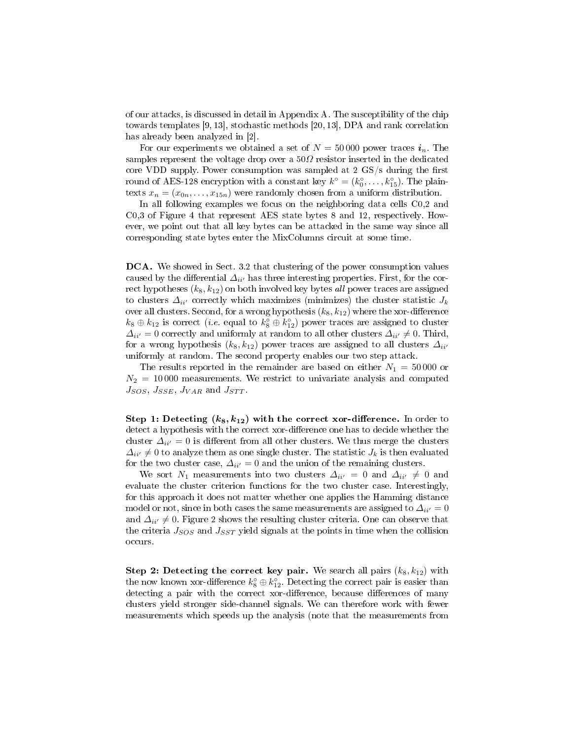of our attacks, is discussed in detail in Appendix A. The susceptibility of the chip towards templates [9, 13], stochastic methods [20, 13], DPA and rank correlation has already been analyzed in [2].

For our experiments we obtained a set of $N = 50\,000$ power traces $\boldsymbol{i}_n$. The samples represent the voltage drop over a $50\Omega$ resistor inserted in the dedicated core VDD supply. Power consumption was sampled at 2 GS/s during the first round of AES-128 encryption with a constant key $k^\circ = (k_0^\circ, \ldots, k_{15}^\circ)$. The plaintexts $x_n = (x_{0n}, \ldots, x_{15n})$ were randomly chosen from a uniform distribution.

In all following examples we focus on the neighboring data cells C0,2 and C0,3 of Figure 4 that represent AES state bytes 8 and 12, respectively. However, we point out that all key bytes can be attacked in the same way since all corresponding state bytes enter the MixColumns circuit at some time.

**DCA.** We showed in Sect. 3.2 that clustering of the power consumption values caused by the differential $\Delta_{ii'}$ has three interesting properties. First, for the correct hypotheses $(k_8, k_{12})$ on both involved key bytes *all* power traces are assigned to clusters $\Delta_{ii'}$ correctly which maximizes (minimizes) the cluster statistic $J_k$ over all clusters. Second, for a wrong hypothesis $(k_8, k_{12})$ where the xor-difference $k_8 \oplus k_{12}$ is correct (*i.e.* equal to $k_8^\circ \oplus k_{12}^\circ$) power traces are assigned to cluster $\Delta_{ii'} = 0$ correctly and uniformly at random to all other clusters $\Delta_{ii'} \neq 0$. Third, for a wrong hypothesis $(k_8, k_{12})$ power traces are assigned to all clusters $\Delta_{ii'}$ uniformly at random. The second property enables our two step attack.

The results reported in the remainder are based on either $N_1 = 50\,000$ or $N_2 = 10\,000$ measurements. We restrict to univariate analysis and computed $J_{SOS}$, $J_{SSE}$, $J_{VAR}$ and $J_{STT}$.

**Step 1: Detecting $(k_8, k_{12})$ with the correct xor-difference.** In order to detect a hypothesis with the correct xor-difference one has to decide whether the cluster $\Delta_{ii'} = 0$ is different from all other clusters. We thus merge the clusters $\Delta_{ii'} \neq 0$ to analyze them as one single cluster. The statistic $J_k$ is then evaluated for the two cluster case, $\Delta_{ii'} = 0$ and the union of the remaining clusters.

We sort $N_1$ measurements into two clusters $\Delta_{ii'} = 0$ and $\Delta_{ii'} \neq 0$ and evaluate the cluster criterion functions for the two cluster case. Interestingly, for this approach it does not matter whether one applies the Hamming distance model or not, since in both cases the same measurements are assigned to $\Delta_{ii'} = 0$ and $\Delta_{ii'} \neq 0$. Figure 2 shows the resulting cluster criteria. One can observe that the criteria $J_{SOS}$ and $J_{SST}$ yield signals at the points in time when the collision occurs.

**Step 2: Detecting the correct key pair.** We search all pairs $(k_8, k_{12})$ with the now known xor-difference $k_8^\circ \oplus k_{12}^\circ$. Detecting the correct pair is easier than detecting a pair with the correct xor-difference, because differences of many clusters yield stronger side-channel signals. We can therefore work with fewer measurements which speeds up the analysis (note that the measurements from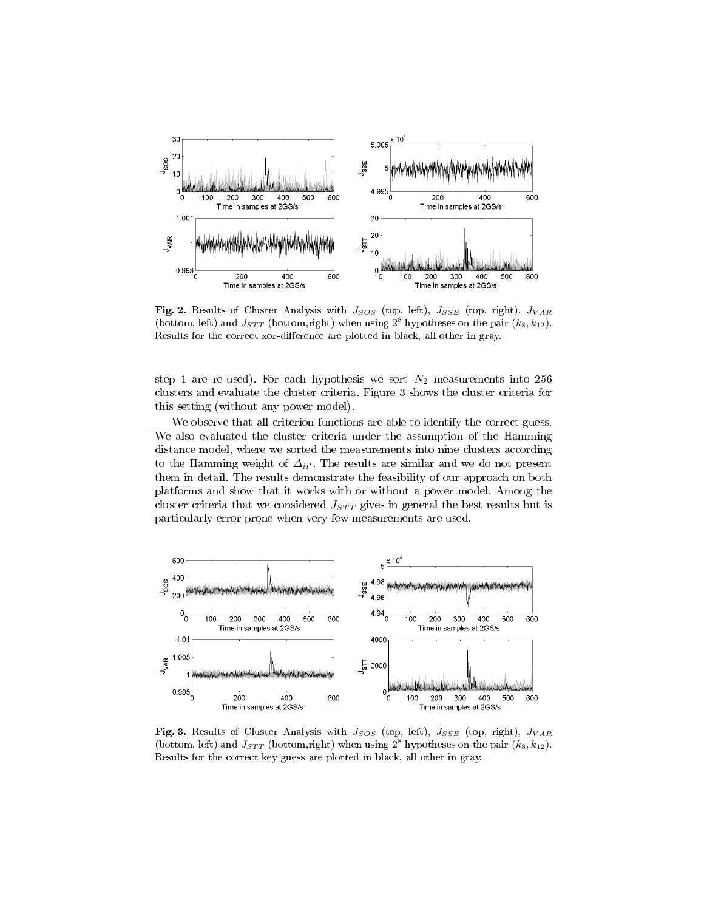**Fig. 2.** Results of Cluster Analysis with $J_{SOS}$ (top, left), $J_{SSE}$ (top, right), $J_{VAR}$ (bottom, left) and $J_{STT}$ (bottom,right) when using $2^8$ hypotheses on the pair $(k_8, k_{12})$. Results for the correct xor-difference are plotted in black, all other in gray.

step 1 are re-used). For each hypothesis we sort $N_2$ measurements into 256 clusters and evaluate the cluster criteria. Figure 3 shows the cluster criteria for this setting (without any power model).

We observe that all criterion functions are able to identify the correct guess. We also evaluated the cluster criteria under the assumption of the Hamming distance model, where we sorted the measurements into nine clusters according to the Hamming weight of $\Delta_{ii'}$. The results are similar and we do not present them in detail. The results demonstrate the feasibility of our approach on both platforms and show that it works with or without a power model. Among the cluster criteria that we considered $J_{STT}$ gives in general the best results but is particularly error-prone when very few measurements are used.

**Fig. 3.** Results of Cluster Analysis with $J_{SOS}$ (top, left), $J_{SSE}$ (top, right), $J_{VAR}$ (bottom, left) and $J_{STT}$ (bottom,right) when using $2^8$ hypotheses on the pair $(k_8, k_{12})$. Results for the correct key guess are plotted in black, all other in gray.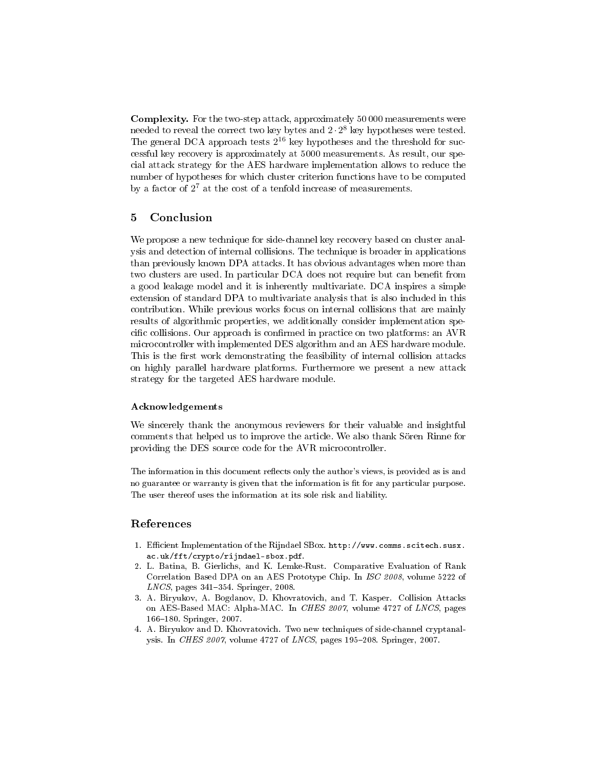**Complexity.** For the two-step attack, approximately 50 000 measurements were needed to reveal the correct two key bytes and $2 \cdot 2^8$ key hypotheses were tested. The general DCA approach tests $2^{16}$ key hypotheses and the threshold for successful key recovery is approximately at 5000 measurements. As result, our special attack strategy for the AES hardware implementation allows to reduce the number of hypotheses for which cluster criterion functions have to be computed by a factor of $2^7$ at the cost of a tenfold increase of measurements.

## 5 Conclusion

We propose a new technique for side-channel key recovery based on cluster analysis and detection of internal collisions. The technique is broader in applications than previously known DPA attacks. It has obvious advantages when more than two clusters are used. In particular DCA does not require but can benefit from a good leakage model and it is inherently multivariate. DCA inspires a simple extension of standard DPA to multivariate analysis that is also included in this contribution. While previous works focus on internal collisions that are mainly results of algorithmic properties, we additionally consider implementation specific collisions. Our approach is confirmed in practice on two platforms: an AVR microcontroller with implemented DES algorithm and an AES hardware module. This is the first work demonstrating the feasibility of internal collision attacks on highly parallel hardware platforms. Furthermore we present a new attack strategy for the targeted AES hardware module.

### Acknowledgements

We sincerely thank the anonymous reviewers for their valuable and insightful comments that helped us to improve the article. We also thank Sören Rinne for providing the DES source code for the AVR microcontroller.

The information in this document reflects only the author's views, is provided as is and no guarantee or warranty is given that the information is fit for any particular purpose. The user thereof uses the information at its sole risk and liability.

## References

1. Efficient Implementation of the Rijndael SBox. http://www.comms.scitech.susx.ac.uk/fft/crypto/rijndael-sbox.pdf.
2. L. Batina, B. Gierlichs, and K. Lemke-Rust. Comparative Evaluation of Rank Correlation Based DPA on an AES Prototype Chip. In *ISC 2008*, volume 5222 of *LNCS*, pages 341–354. Springer, 2008.
3. A. Biryukov, A. Bogdanov, D. Khovratovich, and T. Kasper. Collision Attacks on AES-Based MAC: Alpha-MAC. In *CHES 2007*, volume 4727 of *LNCS*, pages 166–180. Springer, 2007.
4. A. Biryukov and D. Khovratovich. Two new techniques of side-channel cryptanalysis. In *CHES 2007*, volume 4727 of *LNCS*, pages 195–208. Springer, 2007.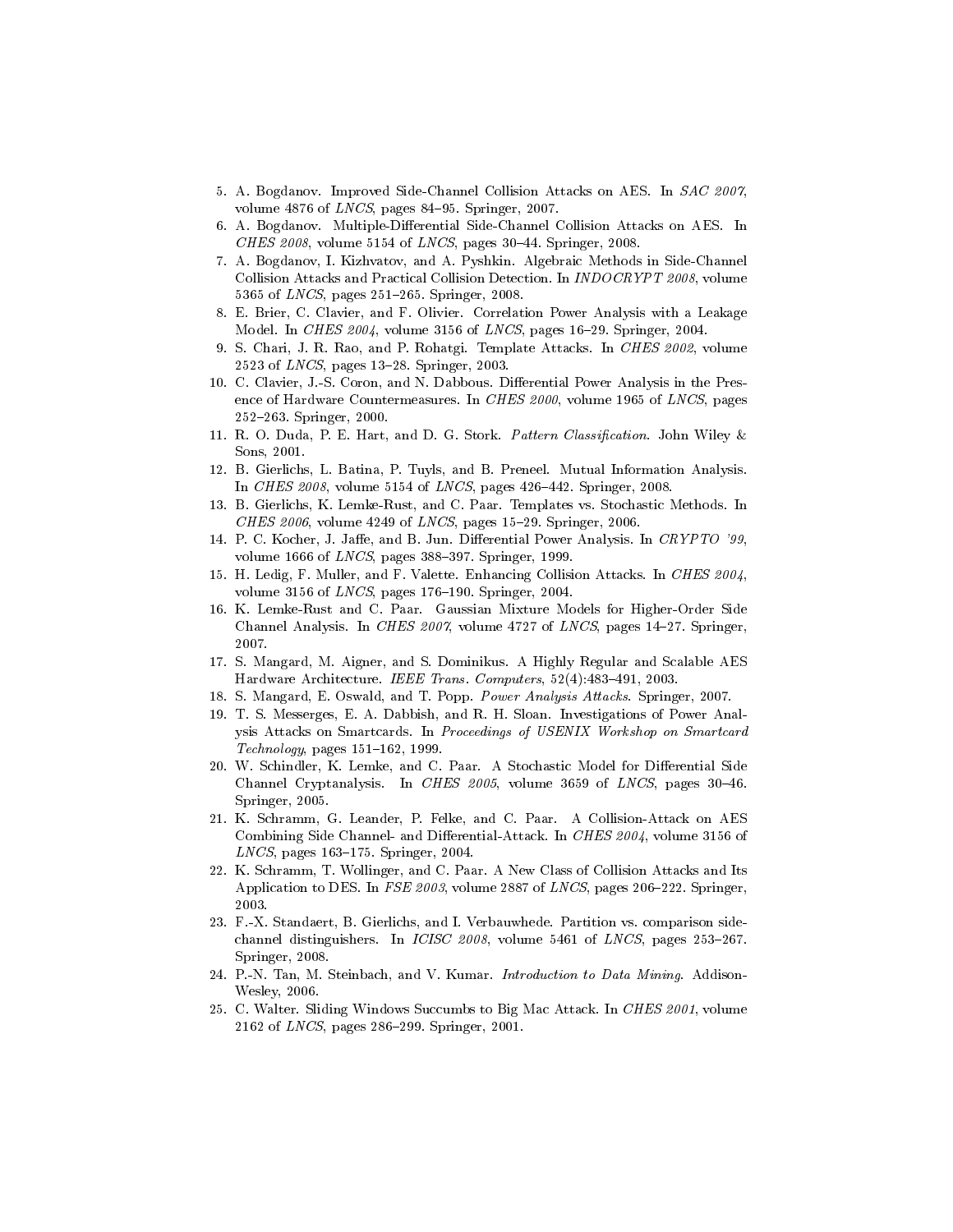5. A. Bogdanov. Improved Side-Channel Collision Attacks on AES. In *SAC 2007*, volume 4876 of *LNCS*, pages 84–95. Springer, 2007.
6. A. Bogdanov. Multiple-Differential Side-Channel Collision Attacks on AES. In *CHES 2008*, volume 5154 of *LNCS*, pages 30–44. Springer, 2008.
7. A. Bogdanov, I. Kizhvatov, and A. Pyshkin. Algebraic Methods in Side-Channel Collision Attacks and Practical Collision Detection. In *INDOCRYPT 2008*, volume 5365 of *LNCS*, pages 251–265. Springer, 2008.
8. E. Brier, C. Clavier, and F. Olivier. Correlation Power Analysis with a Leakage Model. In *CHES 2004*, volume 3156 of *LNCS*, pages 16–29. Springer, 2004.
9. S. Chari, J. R. Rao, and P. Rohatgi. Template Attacks. In *CHES 2002*, volume 2523 of *LNCS*, pages 13–28. Springer, 2003.
10. C. Clavier, J.-S. Coron, and N. Dabbous. Differential Power Analysis in the Presence of Hardware Countermeasures. In *CHES 2000*, volume 1965 of *LNCS*, pages 252–263. Springer, 2000.
11. R. O. Duda, P. E. Hart, and D. G. Stork. *Pattern Classification*. John Wiley & Sons, 2001.
12. B. Gierlichs, L. Batina, P. Tuyls, and B. Preneel. Mutual Information Analysis. In *CHES 2008*, volume 5154 of *LNCS*, pages 426–442. Springer, 2008.
13. B. Gierlichs, K. Lemke-Rust, and C. Paar. Templates vs. Stochastic Methods. In *CHES 2006*, volume 4249 of *LNCS*, pages 15–29. Springer, 2006.
14. P. C. Kocher, J. Jaffe, and B. Jun. Differential Power Analysis. In *CRYPTO '99*, volume 1666 of *LNCS*, pages 388–397. Springer, 1999.
15. H. Ledig, F. Muller, and F. Valette. Enhancing Collision Attacks. In *CHES 2004*, volume 3156 of *LNCS*, pages 176–190. Springer, 2004.
16. K. Lemke-Rust and C. Paar. Gaussian Mixture Models for Higher-Order Side Channel Analysis. In *CHES 2007*, volume 4727 of *LNCS*, pages 14–27. Springer, 2007.
17. S. Mangard, M. Aigner, and S. Dominikus. A Highly Regular and Scalable AES Hardware Architecture. *IEEE Trans. Computers*, 52(4):483–491, 2003.
18. S. Mangard, E. Oswald, and T. Popp. *Power Analysis Attacks*. Springer, 2007.
19. T. S. Messerges, E. A. Dabbish, and R. H. Sloan. Investigations of Power Analysis Attacks on Smartcards. In *Proceedings of USENIX Workshop on Smartcard Technology*, pages 151–162, 1999.
20. W. Schindler, K. Lemke, and C. Paar. A Stochastic Model for Differential Side Channel Cryptanalysis. In *CHES 2005*, volume 3659 of *LNCS*, pages 30–46. Springer, 2005.
21. K. Schramm, G. Leander, P. Felke, and C. Paar. A Collision-Attack on AES Combining Side Channel- and Differential-Attack. In *CHES 2004*, volume 3156 of *LNCS*, pages 163–175. Springer, 2004.
22. K. Schramm, T. Wollinger, and C. Paar. A New Class of Collision Attacks and Its Application to DES. In *FSE 2003*, volume 2887 of *LNCS*, pages 206–222. Springer, 2003.
23. F.-X. Standaert, B. Gierlichs, and I. Verbauwhede. Partition vs. comparison side-channel distinguishers. In *ICISC 2008*, volume 5461 of *LNCS*, pages 253–267. Springer, 2008.
24. P.-N. Tan, M. Steinbach, and V. Kumar. *Introduction to Data Mining*. Addison-Wesley, 2006.
25. C. Walter. Sliding Windows Succumbs to Big Mac Attack. In *CHES 2001*, volume 2162 of *LNCS*, pages 286–299. Springer, 2001.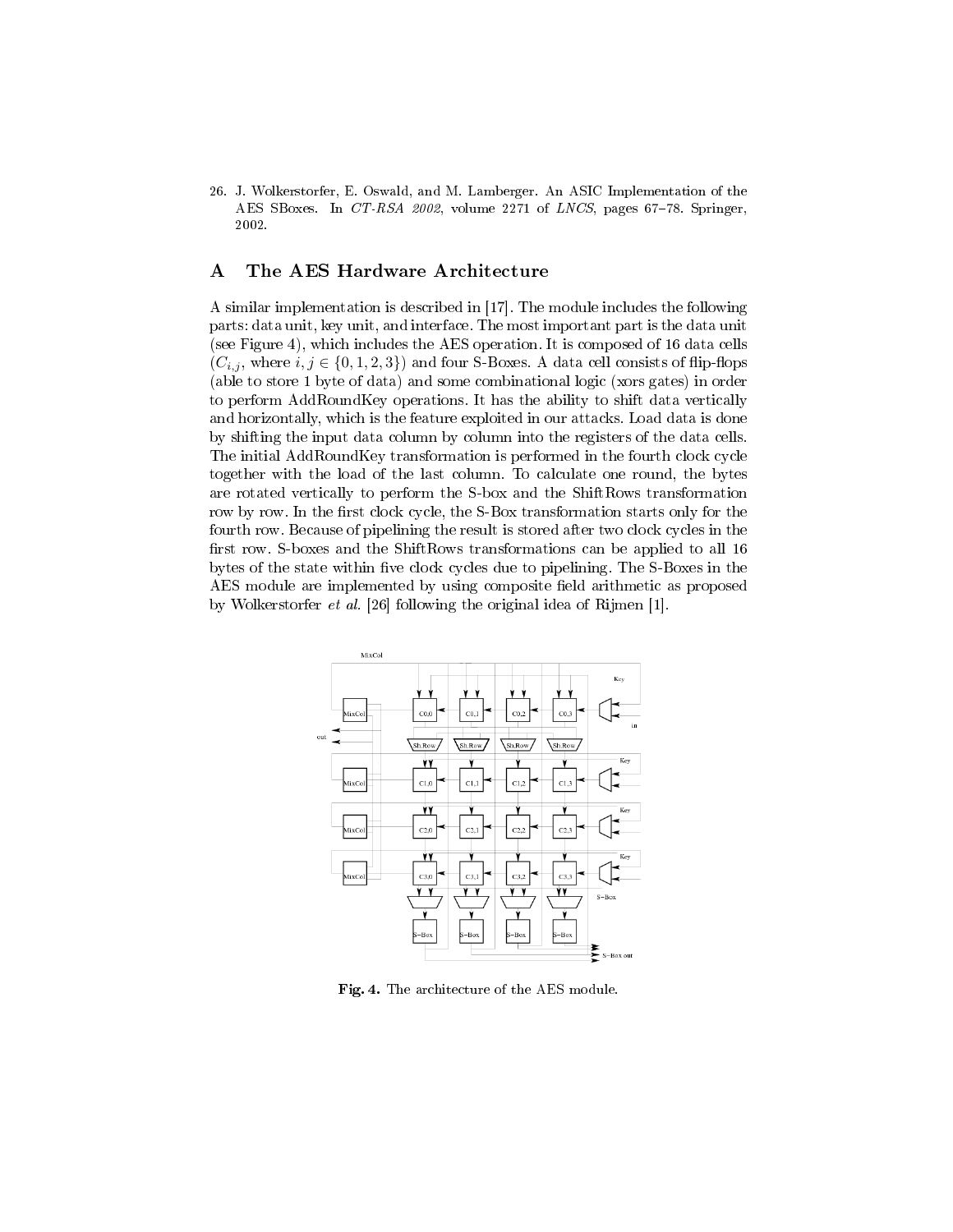26. J. Wolkerstorfer, E. Oswald, and M. Lamberger. An ASIC Implementation of the AES SBoxes. In *CT-RSA 2002*, volume 2271 of *LNCS*, pages 67–78. Springer, 2002.

# A The AES Hardware Architecture

A similar implementation is described in [17]. The module includes the following parts: data unit, key unit, and interface. The most important part is the data unit (see Figure 4), which includes the AES operation. It is composed of 16 data cells ($C_{i,j}$, where $i, j \in \{0, 1, 2, 3\}$) and four S-Boxes. A data cell consists of flip-flops (able to store 1 byte of data) and some combinational logic (xors gates) in order to perform AddRoundKey operations. It has the ability to shift data vertically and horizontally, which is the feature exploited in our attacks. Load data is done by shifting the input data column by column into the registers of the data cells. The initial AddRoundKey transformation is performed in the fourth clock cycle together with the load of the last column. To calculate one round, the bytes are rotated vertically to perform the S-box and the ShiftRows transformation row by row. In the first clock cycle, the S-Box transformation starts only for the fourth row. Because of pipelining the result is stored after two clock cycles in the first row. S-boxes and the ShiftRows transformations can be applied to all 16 bytes of the state within five clock cycles due to pipelining. The S-Boxes in the AES module are implemented by using composite field arithmetic as proposed by Wolkerstorfer *et al.* [26] following the original idea of Rijmen [1].

MixCol
Key
in
out
C0,0 C0,1 C0,2 C0,3
Sh.Row Sh.Row Sh.Row Sh.Row
C1,0 C1,1 C1,2 C1,3
C2,0 C2,1 C2,2 C2,3
C3,0 C3,1 C3,2 C3,3
S-Box
S-Box out

**Fig. 4.** The architecture of the AES module.